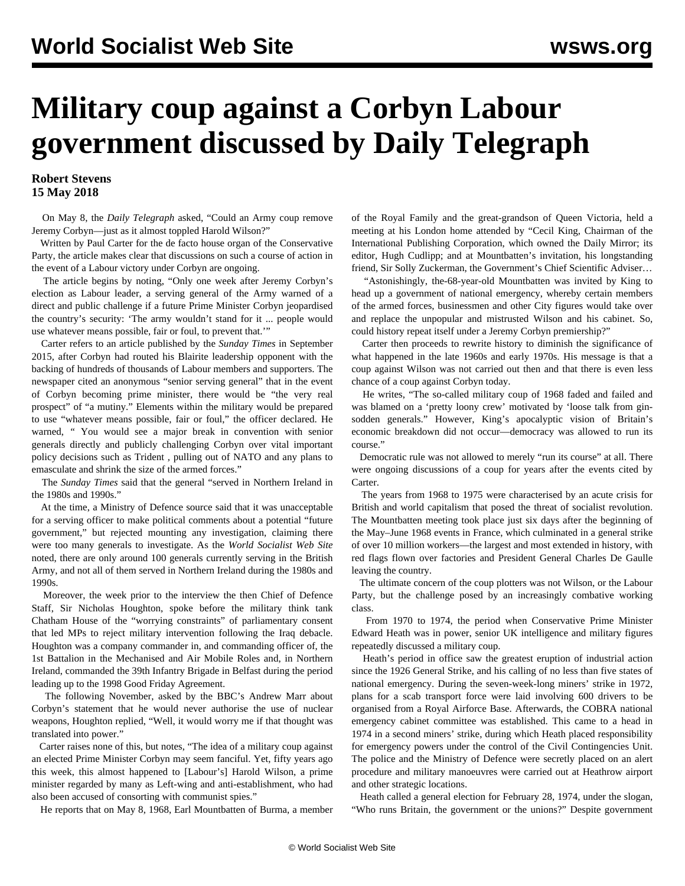# Military coup against a Corbyn Labour government discussed by Daily Telegraph

**Robert Stevens**
**15 May 2018**

On May 8, the *Daily Telegraph* asked, "Could an Army coup remove Jeremy Corbyn—just as it almost toppled Harold Wilson?"

Written by Paul Carter for the de facto house organ of the Conservative Party, the article makes clear that discussions on such a course of action in the event of a Labour victory under Corbyn are ongoing.

The article begins by noting, "Only one week after Jeremy Corbyn's election as Labour leader, a serving general of the Army warned of a direct and public challenge if a future Prime Minister Corbyn jeopardised the country's security: 'The army wouldn't stand for it ... people would use whatever means possible, fair or foul, to prevent that.'"

Carter refers to an article published by the *Sunday Times* in September 2015, after Corbyn had routed his Blairite leadership opponent with the backing of hundreds of thousands of Labour members and supporters. The newspaper cited an anonymous "senior serving general" that in the event of Corbyn becoming prime minister, there would be "the very real prospect" of "a mutiny." Elements within the military would be prepared to use "whatever means possible, fair or foul," the officer declared. He warned, " You would see a major break in convention with senior generals directly and publicly challenging Corbyn over vital important policy decisions such as Trident , pulling out of NATO and any plans to emasculate and shrink the size of the armed forces."

The *Sunday Times* said that the general "served in Northern Ireland in the 1980s and 1990s."

At the time, a Ministry of Defence source said that it was unacceptable for a serving officer to make political comments about a potential "future government," but rejected mounting any investigation, claiming there were too many generals to investigate. As the *World Socialist Web Site* noted, there are only around 100 generals currently serving in the British Army, and not all of them served in Northern Ireland during the 1980s and 1990s.

Moreover, the week prior to the interview the then Chief of Defence Staff, Sir Nicholas Houghton, spoke before the military think tank Chatham House of the "worrying constraints" of parliamentary consent that led MPs to reject military intervention following the Iraq debacle. Houghton was a company commander in, and commanding officer of, the 1st Battalion in the Mechanised and Air Mobile Roles and, in Northern Ireland, commanded the 39th Infantry Brigade in Belfast during the period leading up to the 1998 Good Friday Agreement.

The following November, asked by the BBC's Andrew Marr about Corbyn's statement that he would never authorise the use of nuclear weapons, Houghton replied, "Well, it would worry me if that thought was translated into power."

Carter raises none of this, but notes, "The idea of a military coup against an elected Prime Minister Corbyn may seem fanciful. Yet, fifty years ago this week, this almost happened to [Labour's] Harold Wilson, a prime minister regarded by many as Left-wing and anti-establishment, who had also been accused of consorting with communist spies."

He reports that on May 8, 1968, Earl Mountbatten of Burma, a member of the Royal Family and the great-grandson of Queen Victoria, held a meeting at his London home attended by "Cecil King, Chairman of the International Publishing Corporation, which owned the Daily Mirror; its editor, Hugh Cudlipp; and at Mountbatten's invitation, his longstanding friend, Sir Solly Zuckerman, the Government's Chief Scientific Adviser…

"Astonishingly, the-68-year-old Mountbatten was invited by King to head up a government of national emergency, whereby certain members of the armed forces, businessmen and other City figures would take over and replace the unpopular and mistrusted Wilson and his cabinet. So, could history repeat itself under a Jeremy Corbyn premiership?"

Carter then proceeds to rewrite history to diminish the significance of what happened in the late 1960s and early 1970s. His message is that a coup against Wilson was not carried out then and that there is even less chance of a coup against Corbyn today.

He writes, "The so-called military coup of 1968 faded and failed and was blamed on a 'pretty loony crew' motivated by 'loose talk from gin-sodden generals." However, King's apocalyptic vision of Britain's economic breakdown did not occur—democracy was allowed to run its course."

Democratic rule was not allowed to merely "run its course" at all. There were ongoing discussions of a coup for years after the events cited by Carter.

The years from 1968 to 1975 were characterised by an acute crisis for British and world capitalism that posed the threat of socialist revolution. The Mountbatten meeting took place just six days after the beginning of the May–June 1968 events in France, which culminated in a general strike of over 10 million workers—the largest and most extended in history, with red flags flown over factories and President General Charles De Gaulle leaving the country.

The ultimate concern of the coup plotters was not Wilson, or the Labour Party, but the challenge posed by an increasingly combative working class.

From 1970 to 1974, the period when Conservative Prime Minister Edward Heath was in power, senior UK intelligence and military figures repeatedly discussed a military coup.

Heath's period in office saw the greatest eruption of industrial action since the 1926 General Strike, and his calling of no less than five states of national emergency. During the seven-week-long miners' strike in 1972, plans for a scab transport force were laid involving 600 drivers to be organised from a Royal Airforce Base. Afterwards, the COBRA national emergency cabinet committee was established. This came to a head in 1974 in a second miners' strike, during which Heath placed responsibility for emergency powers under the control of the Civil Contingencies Unit. The police and the Ministry of Defence were secretly placed on an alert procedure and military manoeuvres were carried out at Heathrow airport and other strategic locations.

Heath called a general election for February 28, 1974, under the slogan, "Who runs Britain, the government or the unions?" Despite government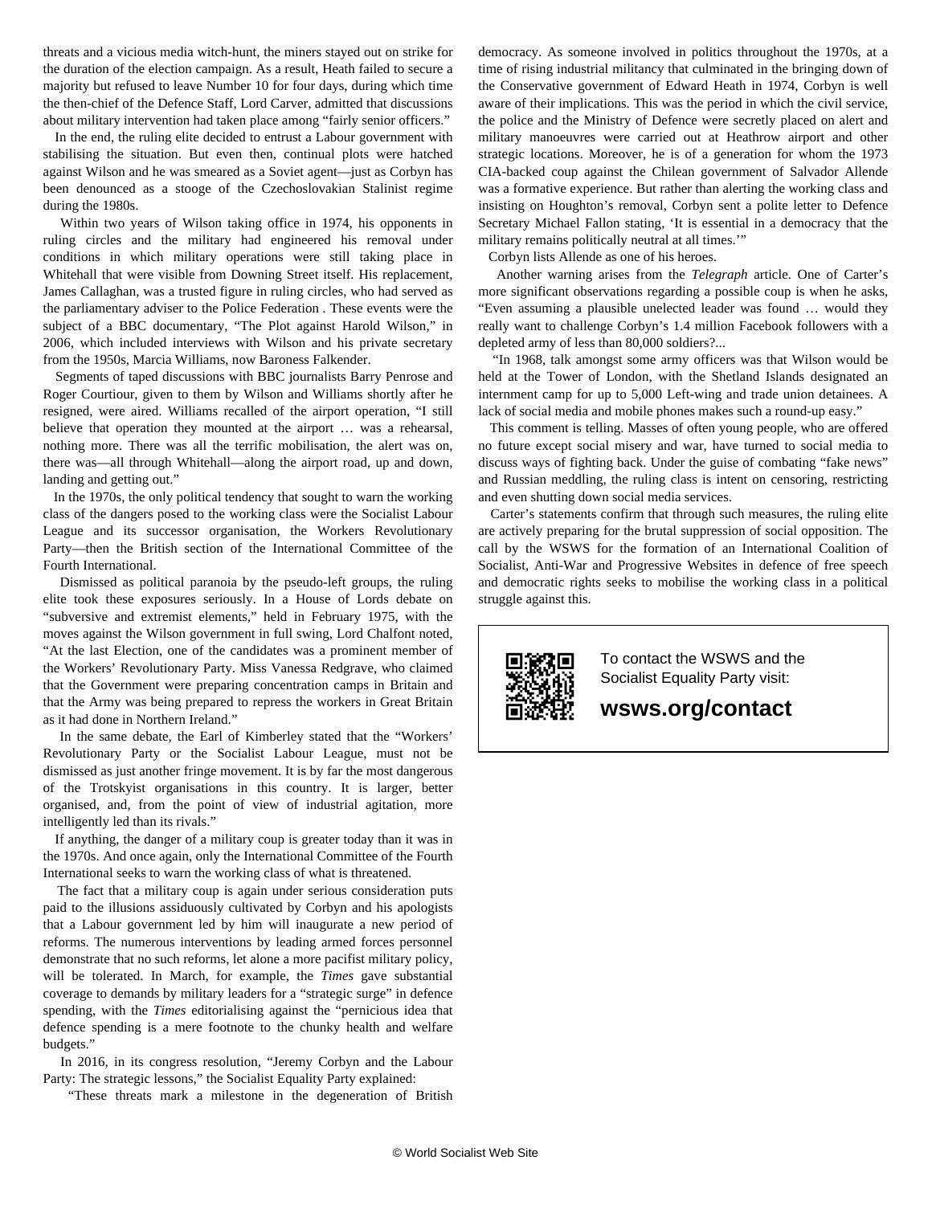threats and a vicious media witch-hunt, the miners stayed out on strike for the duration of the election campaign. As a result, Heath failed to secure a majority but refused to leave Number 10 for four days, during which time the then-chief of the Defence Staff, Lord Carver, admitted that discussions about military intervention had taken place among "fairly senior officers."

In the end, the ruling elite decided to entrust a Labour government with stabilising the situation. But even then, continual plots were hatched against Wilson and he was smeared as a Soviet agent—just as Corbyn has been denounced as a stooge of the Czechoslovakian Stalinist regime during the 1980s.

Within two years of Wilson taking office in 1974, his opponents in ruling circles and the military had engineered his removal under conditions in which military operations were still taking place in Whitehall that were visible from Downing Street itself. His replacement, James Callaghan, was a trusted figure in ruling circles, who had served as the parliamentary adviser to the Police Federation . These events were the subject of a BBC documentary, "The Plot against Harold Wilson," in 2006, which included interviews with Wilson and his private secretary from the 1950s, Marcia Williams, now Baroness Falkender.

Segments of taped discussions with BBC journalists Barry Penrose and Roger Courtiour, given to them by Wilson and Williams shortly after he resigned, were aired. Williams recalled of the airport operation, "I still believe that operation they mounted at the airport … was a rehearsal, nothing more. There was all the terrific mobilisation, the alert was on, there was—all through Whitehall—along the airport road, up and down, landing and getting out."

In the 1970s, the only political tendency that sought to warn the working class of the dangers posed to the working class were the Socialist Labour League and its successor organisation, the Workers Revolutionary Party—then the British section of the International Committee of the Fourth International.

Dismissed as political paranoia by the pseudo-left groups, the ruling elite took these exposures seriously. In a House of Lords debate on "subversive and extremist elements," held in February 1975, with the moves against the Wilson government in full swing, Lord Chalfont noted, "At the last Election, one of the candidates was a prominent member of the Workers' Revolutionary Party. Miss Vanessa Redgrave, who claimed that the Government were preparing concentration camps in Britain and that the Army was being prepared to repress the workers in Great Britain as it had done in Northern Ireland."

In the same debate, the Earl of Kimberley stated that the "Workers' Revolutionary Party or the Socialist Labour League, must not be dismissed as just another fringe movement. It is by far the most dangerous of the Trotskyist organisations in this country. It is larger, better organised, and, from the point of view of industrial agitation, more intelligently led than its rivals."

If anything, the danger of a military coup is greater today than it was in the 1970s. And once again, only the International Committee of the Fourth International seeks to warn the working class of what is threatened.

The fact that a military coup is again under serious consideration puts paid to the illusions assiduously cultivated by Corbyn and his apologists that a Labour government led by him will inaugurate a new period of reforms. The numerous interventions by leading armed forces personnel demonstrate that no such reforms, let alone a more pacifist military policy, will be tolerated. In March, for example, the *Times* gave substantial coverage to demands by military leaders for a "strategic surge" in defence spending, with the *Times* editorialising against the "pernicious idea that defence spending is a mere footnote to the chunky health and welfare budgets."

In 2016, in its congress resolution, "Jeremy Corbyn and the Labour Party: The strategic lessons," the Socialist Equality Party explained:

"These threats mark a milestone in the degeneration of British democracy. As someone involved in politics throughout the 1970s, at a time of rising industrial militancy that culminated in the bringing down of the Conservative government of Edward Heath in 1974, Corbyn is well aware of their implications. This was the period in which the civil service, the police and the Ministry of Defence were secretly placed on alert and military manoeuvres were carried out at Heathrow airport and other strategic locations. Moreover, he is of a generation for whom the 1973 CIA-backed coup against the Chilean government of Salvador Allende was a formative experience. But rather than alerting the working class and insisting on Houghton's removal, Corbyn sent a polite letter to Defence Secretary Michael Fallon stating, 'It is essential in a democracy that the military remains politically neutral at all times.'"

Corbyn lists Allende as one of his heroes.

Another warning arises from the *Telegraph* article. One of Carter's more significant observations regarding a possible coup is when he asks, "Even assuming a plausible unelected leader was found … would they really want to challenge Corbyn's 1.4 million Facebook followers with a depleted army of less than 80,000 soldiers?...

"In 1968, talk amongst some army officers was that Wilson would be held at the Tower of London, with the Shetland Islands designated an internment camp for up to 5,000 Left-wing and trade union detainees. A lack of social media and mobile phones makes such a round-up easy."

This comment is telling. Masses of often young people, who are offered no future except social misery and war, have turned to social media to discuss ways of fighting back. Under the guise of combating "fake news" and Russian meddling, the ruling class is intent on censoring, restricting and even shutting down social media services.

Carter's statements confirm that through such measures, the ruling elite are actively preparing for the brutal suppression of social opposition. The call by the WSWS for the formation of an International Coalition of Socialist, Anti-War and Progressive Websites in defence of free speech and democratic rights seeks to mobilise the working class in a political struggle against this.

To contact the WSWS and the Socialist Equality Party visit:

**wsws.org/contact**